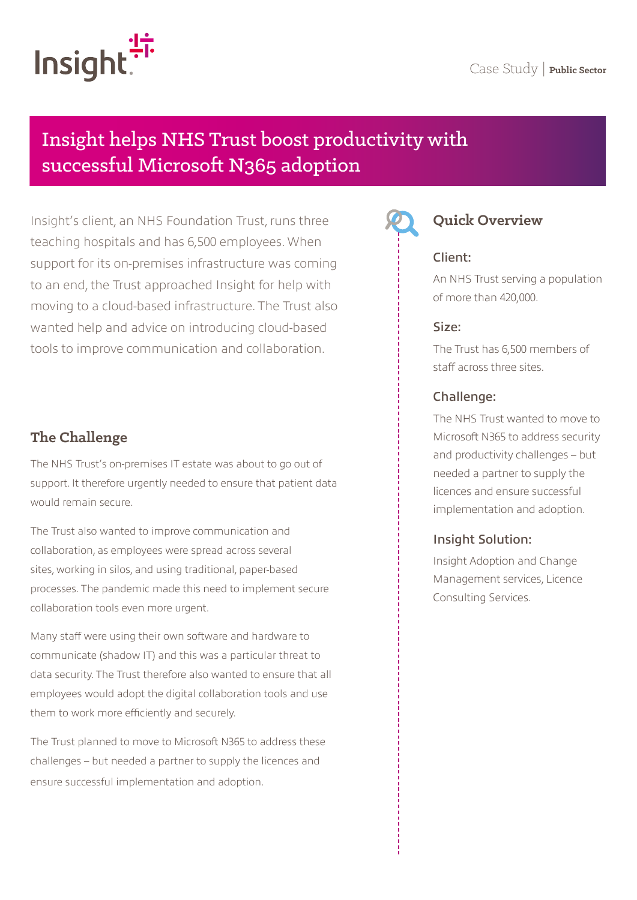Case Study | **Public Sector**

# Insight helps NHS Trust boost productivity with successful Microsoft N365 adoption

Insight's client, an NHS Foundation Trust, runs three teaching hospitals and has 6,500 employees. When support for its on-premises infrastructure was coming to an end, the Trust approached Insight for help with moving to a cloud-based infrastructure. The Trust also wanted help and advice on introducing cloud-based tools to improve communication and collaboration.

## The Challenge

The NHS Trust's on-premises IT estate was about to go out of support. It therefore urgently needed to ensure that patient data would remain secure.

The Trust also wanted to improve communication and collaboration, as employees were spread across several sites, working in silos, and using traditional, paper-based processes. The pandemic made this need to implement secure collaboration tools even more urgent.

Many staff were using their own software and hardware to communicate (shadow IT) and this was a particular threat to data security. The Trust therefore also wanted to ensure that all employees would adopt the digital collaboration tools and use them to work more efficiently and securely.

The Trust planned to move to Microsoft N365 to address these challenges – but needed a partner to supply the licences and ensure successful implementation and adoption.

## Quick Overview

### Client:

An NHS Trust serving a population of more than 420,000.

### Size:

The Trust has 6,500 members of staff across three sites.

### Challenge:

The NHS Trust wanted to move to Microsoft N365 to address security and productivity challenges – but needed a partner to supply the licences and ensure successful implementation and adoption.

### Insight Solution:

Insight Adoption and Change Management services, Licence Consulting Services.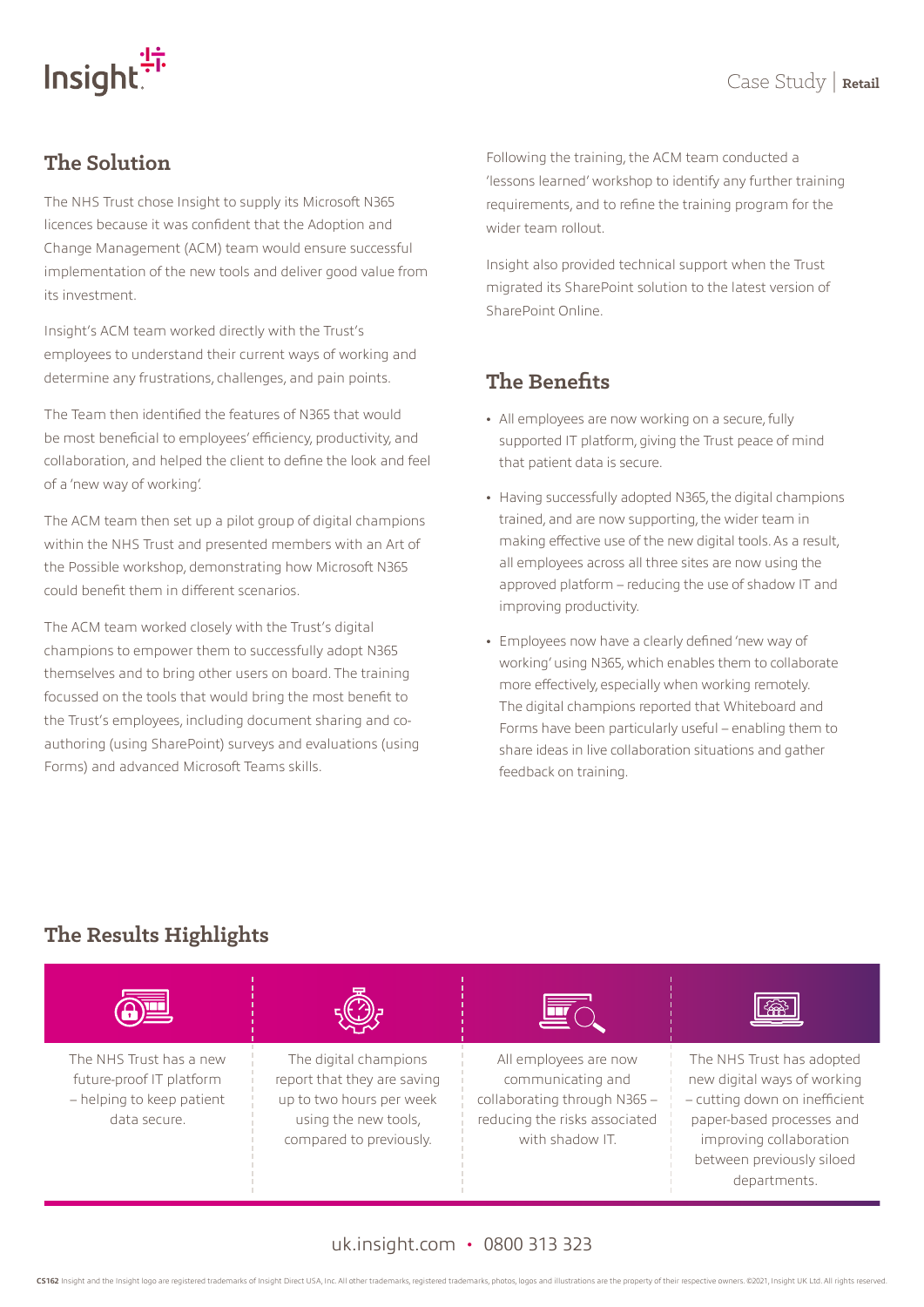## The Solution

The NHS Trust chose Insight to supply its Microsoft N365 licences because it was confident that the Adoption and Change Management (ACM) team would ensure successful implementation of the new tools and deliver good value from its investment.

Insight's ACM team worked directly with the Trust's employees to understand their current ways of working and determine any frustrations, challenges, and pain points.

The Team then identified the features of N365 that would be most beneficial to employees' efficiency, productivity, and collaboration, and helped the client to define the look and feel of a 'new way of working'.

The ACM team then set up a pilot group of digital champions within the NHS Trust and presented members with an Art of the Possible workshop, demonstrating how Microsoft N365 could benefit them in different scenarios.

The ACM team worked closely with the Trust's digital champions to empower them to successfully adopt N365 themselves and to bring other users on board. The training focussed on the tools that would bring the most benefit to the Trust's employees, including document sharing and co-authoring (using SharePoint) surveys and evaluations (using Forms) and advanced Microsoft Teams skills.

Following the training, the ACM team conducted a 'lessons learned' workshop to identify any further training requirements, and to refine the training program for the wider team rollout.

Insight also provided technical support when the Trust migrated its SharePoint solution to the latest version of SharePoint Online.

## The Benefits

- All employees are now working on a secure, fully supported IT platform, giving the Trust peace of mind that patient data is secure.
- Having successfully adopted N365, the digital champions trained, and are now supporting, the wider team in making effective use of the new digital tools. As a result, all employees across all three sites are now using the approved platform – reducing the use of shadow IT and improving productivity.
- Employees now have a clearly defined 'new way of working' using N365, which enables them to collaborate more effectively, especially when working remotely. The digital champions reported that Whiteboard and Forms have been particularly useful – enabling them to share ideas in live collaboration situations and gather feedback on training.

## The Results Highlights

The NHS Trust has a new future-proof IT platform – helping to keep patient data secure.

The digital champions report that they are saving up to two hours per week using the new tools, compared to previously.

All employees are now communicating and collaborating through N365 – reducing the risks associated with shadow IT.

The NHS Trust has adopted new digital ways of working – cutting down on inefficient paper-based processes and improving collaboration between previously siloed departments.

uk.insight.com • 0800 313 323

CS162 Insight and the Insight logo are registered trademarks of Insight Direct USA, Inc. All other trademarks, registered trademarks, photos, logos and illustrations are the property of their respective owners. ©2021, Insight UK Ltd. All rights reserved.